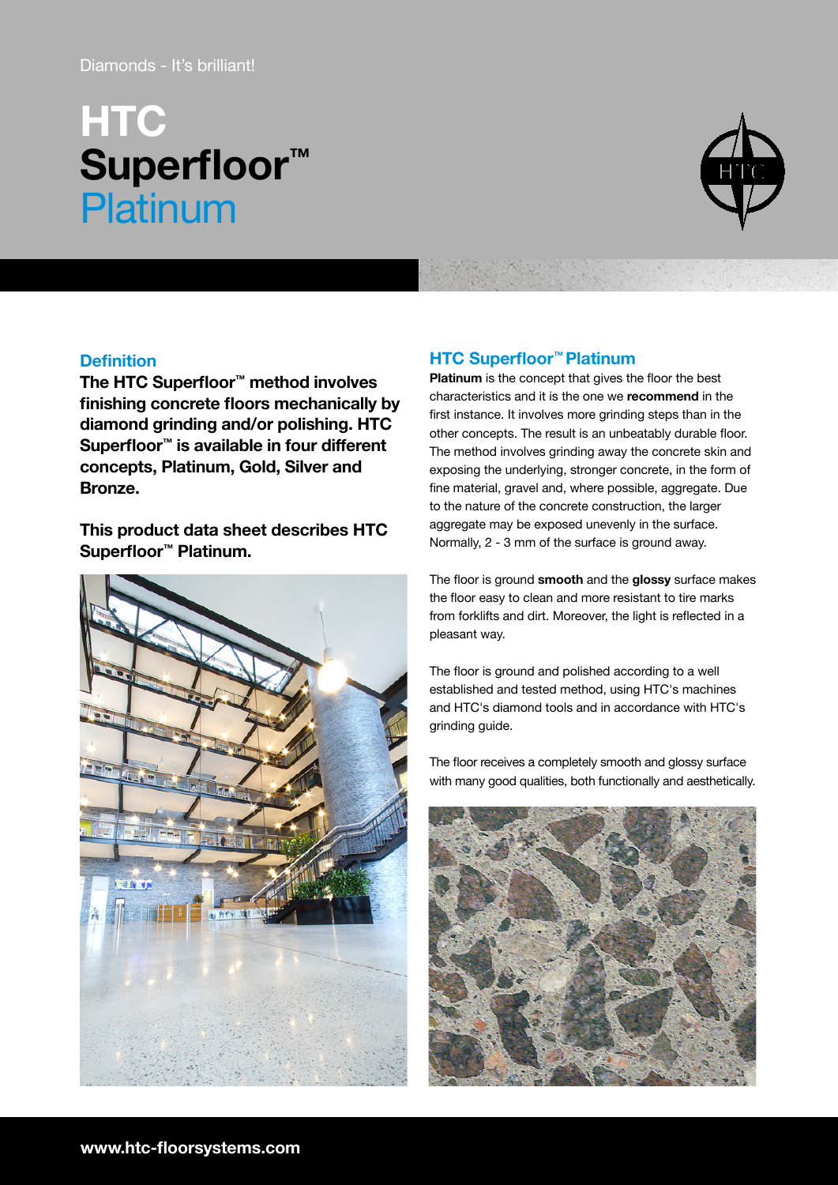Diamonds - It's brilliant!

# HTC Superfloor™ Platinum

## Definition

**The HTC Superfloor™ method involves finishing concrete floors mechanically by diamond grinding and/or polishing. HTC Superfloor™ is available in four different concepts, Platinum, Gold, Silver and Bronze.**

**This product data sheet describes HTC Superfloor™ Platinum.**

## HTC Superfloor™ Platinum

**Platinum** is the concept that gives the floor the best characteristics and it is the one we **recommend** in the first instance. It involves more grinding steps than in the other concepts. The result is an unbeatably durable floor. The method involves grinding away the concrete skin and exposing the underlying, stronger concrete, in the form of fine material, gravel and, where possible, aggregate. Due to the nature of the concrete construction, the larger aggregate may be exposed unevenly in the surface. Normally, 2 - 3 mm of the surface is ground away.

The floor is ground **smooth** and the **glossy** surface makes the floor easy to clean and more resistant to tire marks from forklifts and dirt. Moreover, the light is reflected in a pleasant way.

The floor is ground and polished according to a well established and tested method, using HTC's machines and HTC's diamond tools and in accordance with HTC's grinding guide.

The floor receives a completely smooth and glossy surface with many good qualities, both functionally and aesthetically.

www.htc-floorsystems.com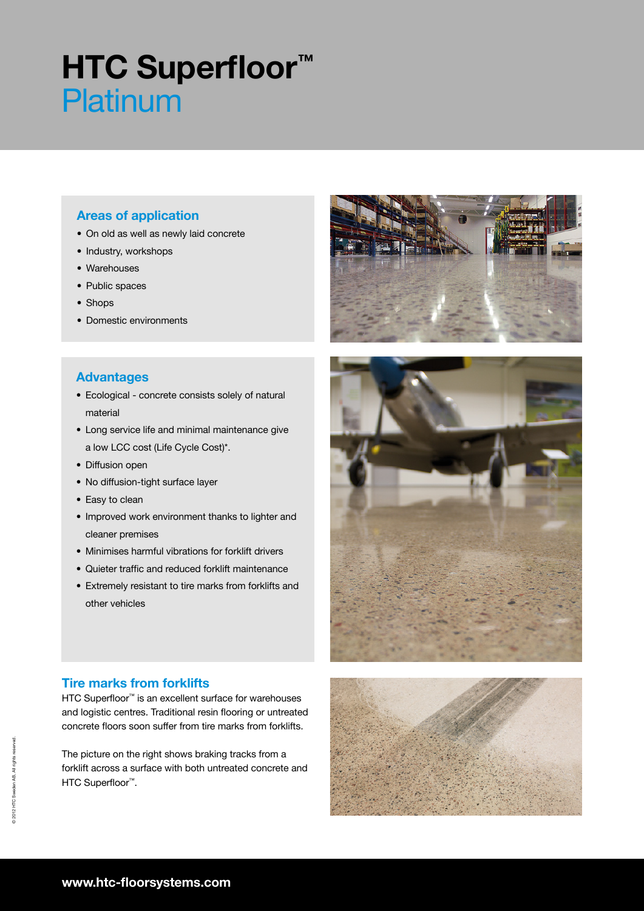# HTC Superfloor™ Platinum

## Areas of application

- On old as well as newly laid concrete
- Industry, workshops
- Warehouses
- Public spaces
- Shops
- Domestic environments

## Advantages

- Ecological - concrete consists solely of natural material
- Long service life and minimal maintenance give a low LCC cost (Life Cycle Cost)*.
- Diffusion open
- No diffusion-tight surface layer
- Easy to clean
- Improved work environment thanks to lighter and cleaner premises
- Minimises harmful vibrations for forklift drivers
- Quieter traffic and reduced forklift maintenance
- Extremely resistant to tire marks from forklifts and other vehicles

## Tire marks from forklifts

HTC Superfloor™ is an excellent surface for warehouses and logistic centres. Traditional resin flooring or untreated concrete floors soon suffer from tire marks from forklifts.

The picture on the right shows braking tracks from a forklift across a surface with both untreated concrete and HTC Superfloor™.

© 2012 HTC Sweden AB. All rights reserved.

**www.htc-floorsystems.com**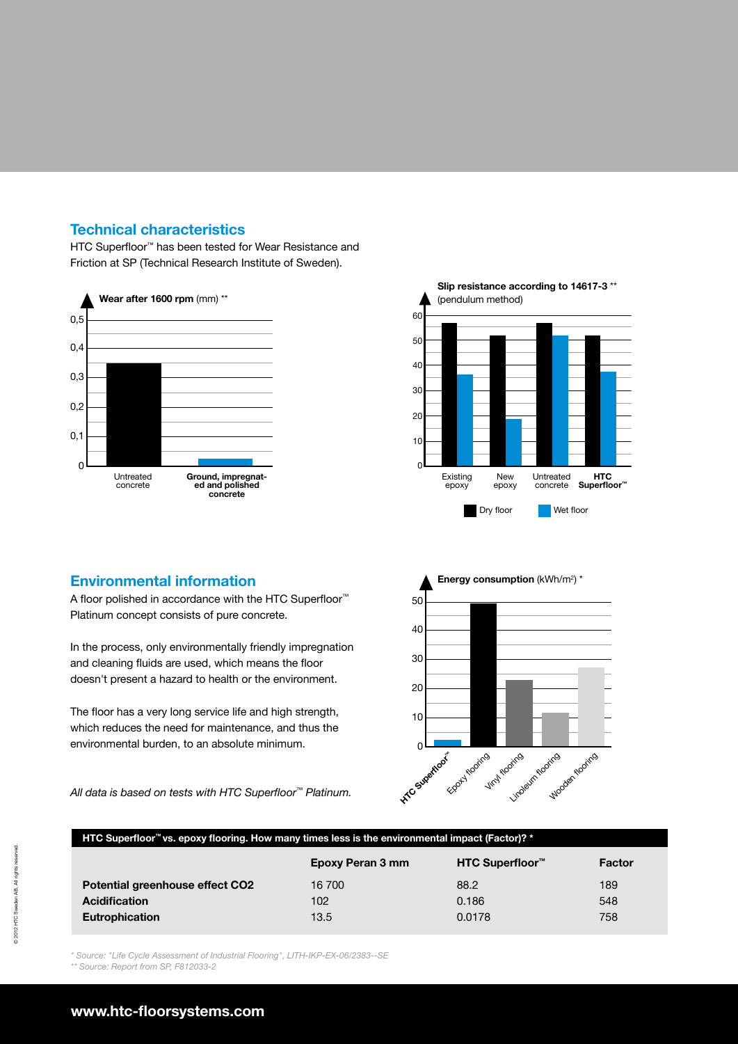## Technical characteristics

HTC Superfloor™ has been tested for Wear Resistance and Friction at SP (Technical Research Institute of Sweden).

**Wear after 1600 rpm** (mm) **

0,5
0,4
0,3
0,2
0,1
0

Untreated concrete | **Ground, impregnated and polished concrete**

**Slip resistance according to 14617-3** **
(pendulum method)

60
50
40
30
20
10
0

Existing epoxy | New epoxy | Untreated concrete | **HTC Superfloor™**

Dry floor | Wet floor

## Environmental information

A floor polished in accordance with the HTC Superfloor™ Platinum concept consists of pure concrete.

In the process, only environmentally friendly impregnation and cleaning fluids are used, which means the floor doesn't present a hazard to health or the environment.

The floor has a very long service life and high strength, which reduces the need for maintenance, and thus the environmental burden, to an absolute minimum.

*All data is based on tests with HTC Superfloor™ Platinum.*

**Energy consumption** (kWh/m²) *

50
40
30
20
10
0

HTC Superfloor™ | Epoxy flooring | Vinyl flooring | Linoleum flooring | Wooden flooring

**HTC Superfloor™ vs. epoxy flooring. How many times less is the environmental impact (Factor)? ***

| | Epoxy Peran 3 mm | HTC Superfloor™ | Factor |
|---|---|---|---|
| **Potential greenhouse effect CO2** | 16 700 | 88.2 | 189 |
| **Acidification** | 102 | 0.186 | 548 |
| **Eutrophication** | 13.5 | 0.0178 | 758 |

*\* Source: "Life Cycle Assessment of Industrial Flooring", LITH-IKP-EX-06/2383--SE*
*\*\* Source: Report from SP, F812033-2*

© 2012 HTC Sweden AB. All rights reserved.

**www.htc-floorsystems.com**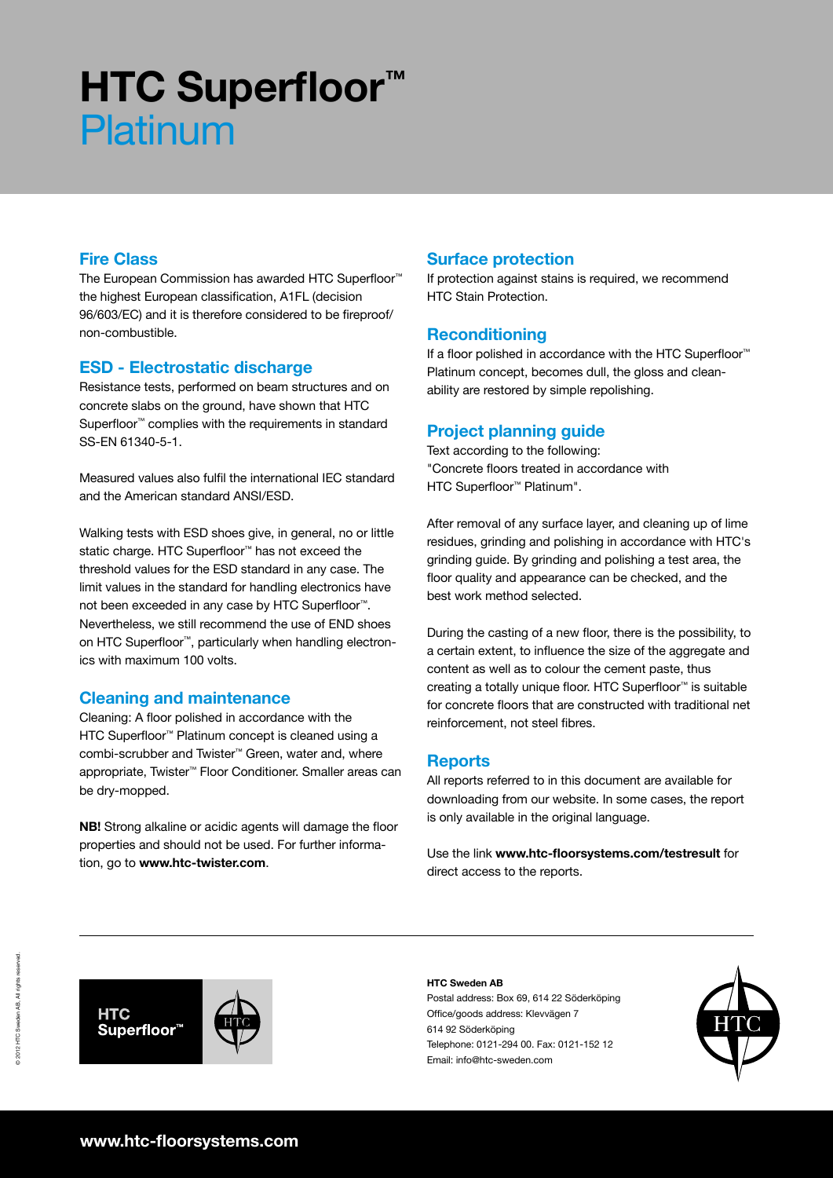# HTC Superfloor™ Platinum

## Fire Class

The European Commission has awarded HTC Superfloor™ the highest European classification, A1FL (decision 96/603/EC) and it is therefore considered to be fireproof/ non-combustible.

## ESD - Electrostatic discharge

Resistance tests, performed on beam structures and on concrete slabs on the ground, have shown that HTC Superfloor™ complies with the requirements in standard SS-EN 61340-5-1.

Measured values also fulfil the international IEC standard and the American standard ANSI/ESD.

Walking tests with ESD shoes give, in general, no or little static charge. HTC Superfloor™ has not exceed the threshold values for the ESD standard in any case. The limit values in the standard for handling electronics have not been exceeded in any case by HTC Superfloor™. Nevertheless, we still recommend the use of END shoes on HTC Superfloor™, particularly when handling electronics with maximum 100 volts.

## Cleaning and maintenance

Cleaning: A floor polished in accordance with the HTC Superfloor™ Platinum concept is cleaned using a combi-scrubber and Twister™ Green, water and, where appropriate, Twister™ Floor Conditioner. Smaller areas can be dry-mopped.

**NB!** Strong alkaline or acidic agents will damage the floor properties and should not be used. For further information, go to **www.htc-twister.com**.

## Surface protection

If protection against stains is required, we recommend HTC Stain Protection.

## Reconditioning

If a floor polished in accordance with the HTC Superfloor™ Platinum concept, becomes dull, the gloss and cleanability are restored by simple repolishing.

## Project planning guide

Text according to the following:
"Concrete floors treated in accordance with HTC Superfloor™ Platinum".

After removal of any surface layer, and cleaning up of lime residues, grinding and polishing in accordance with HTC's grinding guide. By grinding and polishing a test area, the floor quality and appearance can be checked, and the best work method selected.

During the casting of a new floor, there is the possibility, to a certain extent, to influence the size of the aggregate and content as well as to colour the cement paste, thus creating a totally unique floor. HTC Superfloor™ is suitable for concrete floors that are constructed with traditional net reinforcement, not steel fibres.

## Reports

All reports referred to in this document are available for downloading from our website. In some cases, the report is only available in the original language.

Use the link **www.htc-floorsystems.com/testresult** for direct access to the reports.

---

HTC Superfloor™

**HTC Sweden AB**
Postal address: Box 69, 614 22 Söderköping
Office/goods address: Klevvägen 7
614 92 Söderköping
Telephone: 0121-294 00. Fax: 0121-152 12
Email: info@htc-sweden.com

© 2012 HTC Sweden AB. All rights reserved.

**www.htc-floorsystems.com**